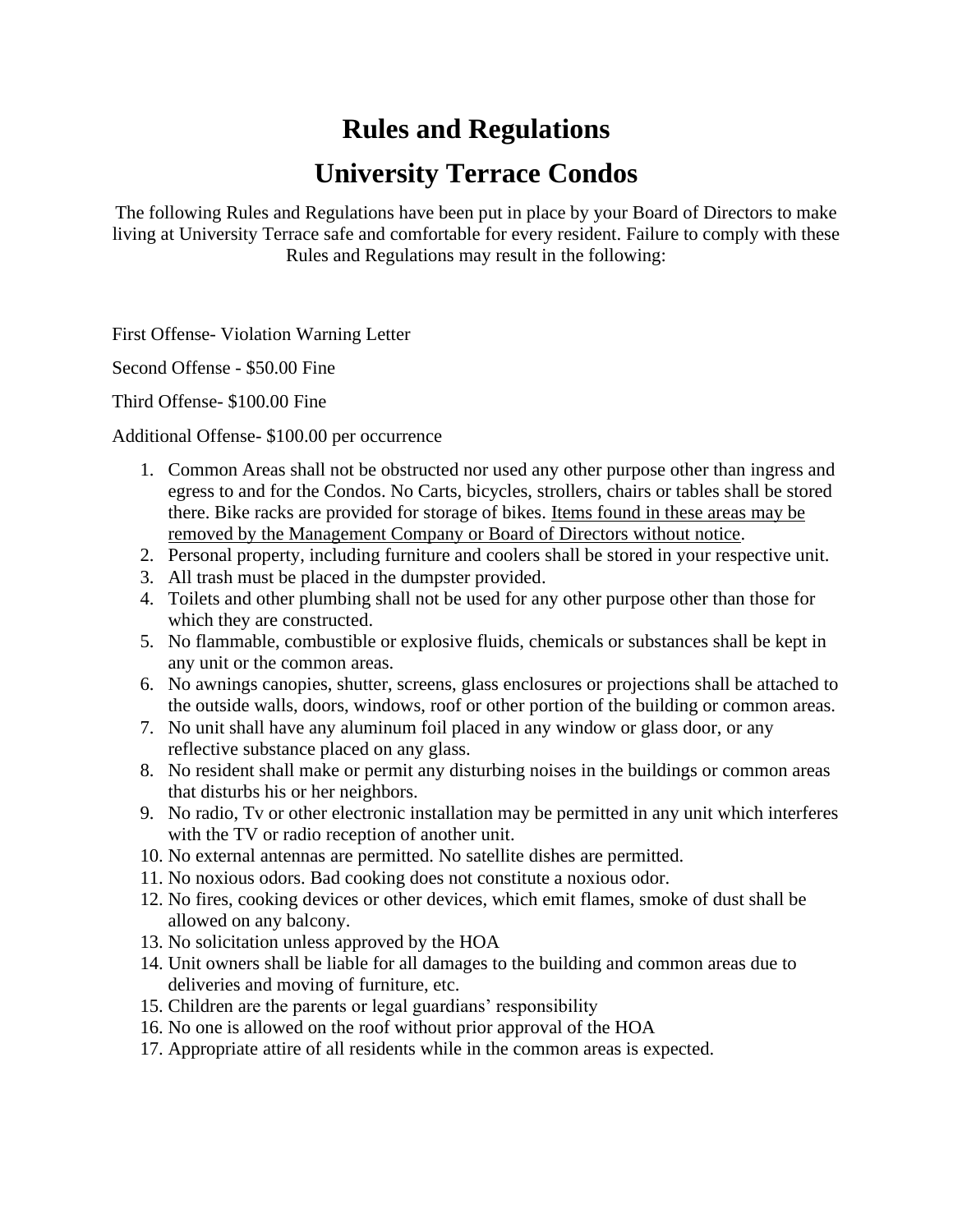# Rules and Regulations

# University Terrace Condos

The following Rules and Regulations have been put in place by your Board of Directors to make living at University Terrace safe and comfortable for every resident. Failure to comply with these Rules and Regulations may result in the following:

First Offense- Violation Warning Letter

Second Offense - $50.00 Fine

Third Offense- $100.00 Fine

Additional Offense- $100.00 per occurrence

1. Common Areas shall not be obstructed nor used any other purpose other than ingress and egress to and for the Condos. No Carts, bicycles, strollers, chairs or tables shall be stored there. Bike racks are provided for storage of bikes. <u>Items found in these areas may be removed by the Management Company or Board of Directors without notice</u>.
2. Personal property, including furniture and coolers shall be stored in your respective unit.
3. All trash must be placed in the dumpster provided.
4. Toilets and other plumbing shall not be used for any other purpose other than those for which they are constructed.
5. No flammable, combustible or explosive fluids, chemicals or substances shall be kept in any unit or the common areas.
6. No awnings canopies, shutter, screens, glass enclosures or projections shall be attached to the outside walls, doors, windows, roof or other portion of the building or common areas.
7. No unit shall have any aluminum foil placed in any window or glass door, or any reflective substance placed on any glass.
8. No resident shall make or permit any disturbing noises in the buildings or common areas that disturbs his or her neighbors.
9. No radio, Tv or other electronic installation may be permitted in any unit which interferes with the TV or radio reception of another unit.
10. No external antennas are permitted. No satellite dishes are permitted.
11. No noxious odors. Bad cooking does not constitute a noxious odor.
12. No fires, cooking devices or other devices, which emit flames, smoke of dust shall be allowed on any balcony.
13. No solicitation unless approved by the HOA
14. Unit owners shall be liable for all damages to the building and common areas due to deliveries and moving of furniture, etc.
15. Children are the parents or legal guardians' responsibility
16. No one is allowed on the roof without prior approval of the HOA
17. Appropriate attire of all residents while in the common areas is expected.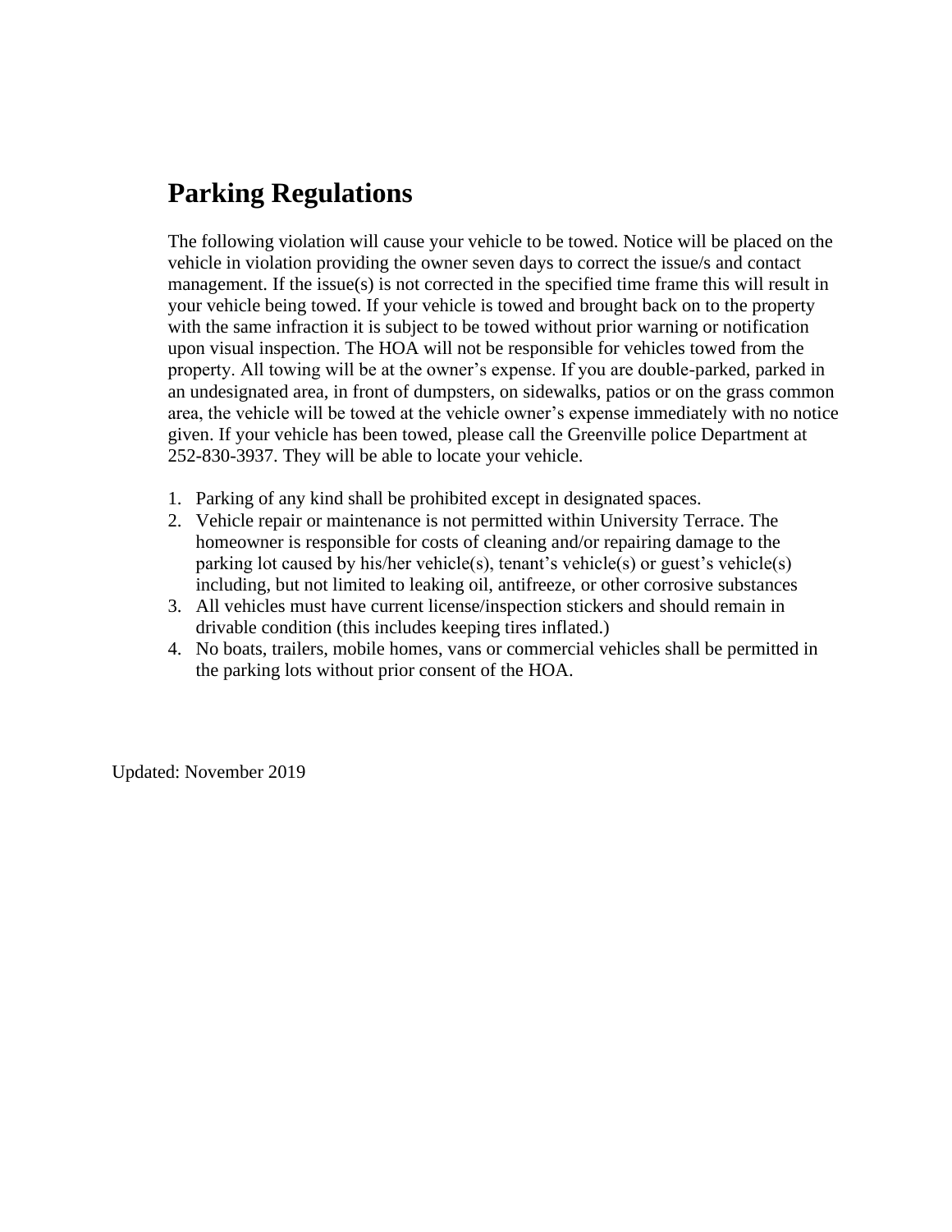## Parking Regulations

The following violation will cause your vehicle to be towed. Notice will be placed on the vehicle in violation providing the owner seven days to correct the issue/s and contact management. If the issue(s) is not corrected in the specified time frame this will result in your vehicle being towed. If your vehicle is towed and brought back on to the property with the same infraction it is subject to be towed without prior warning or notification upon visual inspection. The HOA will not be responsible for vehicles towed from the property. All towing will be at the owner's expense. If you are double-parked, parked in an undesignated area, in front of dumpsters, on sidewalks, patios or on the grass common area, the vehicle will be towed at the vehicle owner's expense immediately with no notice given. If your vehicle has been towed, please call the Greenville police Department at 252-830-3937. They will be able to locate your vehicle.

1. Parking of any kind shall be prohibited except in designated spaces.
2. Vehicle repair or maintenance is not permitted within University Terrace. The homeowner is responsible for costs of cleaning and/or repairing damage to the parking lot caused by his/her vehicle(s), tenant's vehicle(s) or guest's vehicle(s) including, but not limited to leaking oil, antifreeze, or other corrosive substances
3. All vehicles must have current license/inspection stickers and should remain in drivable condition (this includes keeping tires inflated.)
4. No boats, trailers, mobile homes, vans or commercial vehicles shall be permitted in the parking lots without prior consent of the HOA.

Updated: November 2019